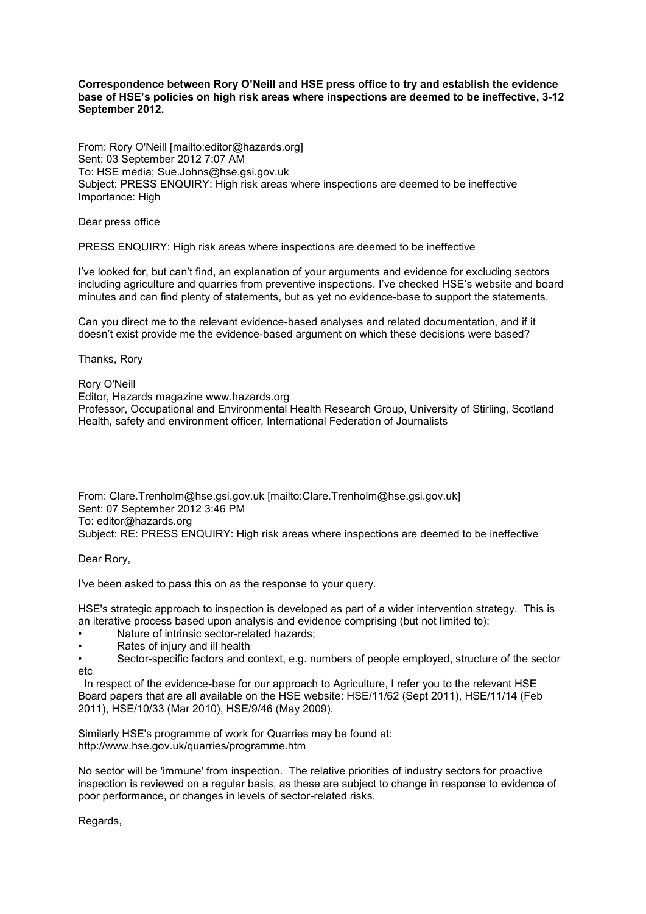**Correspondence between Rory O'Neill and HSE press office to try and establish the evidence base of HSE's policies on high risk areas where inspections are deemed to be ineffective, 3-12 September 2012.**

From: Rory O'Neill [mailto:editor@hazards.org]
Sent: 03 September 2012 7:07 AM
To: HSE media; Sue.Johns@hse.gsi.gov.uk
Subject: PRESS ENQUIRY: High risk areas where inspections are deemed to be ineffective
Importance: High

Dear press office

PRESS ENQUIRY: High risk areas where inspections are deemed to be ineffective

I've looked for, but can't find, an explanation of your arguments and evidence for excluding sectors including agriculture and quarries from preventive inspections. I've checked HSE's website and board minutes and can find plenty of statements, but as yet no evidence-base to support the statements.

Can you direct me to the relevant evidence-based analyses and related documentation, and if it doesn't exist provide me the evidence-based argument on which these decisions were based?

Thanks, Rory

Rory O'Neill
Editor, Hazards magazine www.hazards.org
Professor, Occupational and Environmental Health Research Group, University of Stirling, Scotland
Health, safety and environment officer, International Federation of Journalists

From: Clare.Trenholm@hse.gsi.gov.uk [mailto:Clare.Trenholm@hse.gsi.gov.uk]
Sent: 07 September 2012 3:46 PM
To: editor@hazards.org
Subject: RE: PRESS ENQUIRY: High risk areas where inspections are deemed to be ineffective

Dear Rory,

I've been asked to pass this on as the response to your query.

HSE's strategic approach to inspection is developed as part of a wider intervention strategy. This is an iterative process based upon analysis and evidence comprising (but not limited to):

- Nature of intrinsic sector-related hazards;
- Rates of injury and ill health
- Sector-specific factors and context, e.g. numbers of people employed, structure of the sector etc

In respect of the evidence-base for our approach to Agriculture, I refer you to the relevant HSE Board papers that are all available on the HSE website: HSE/11/62 (Sept 2011), HSE/11/14 (Feb 2011), HSE/10/33 (Mar 2010), HSE/9/46 (May 2009).

Similarly HSE's programme of work for Quarries may be found at: http://www.hse.gov.uk/quarries/programme.htm

No sector will be 'immune' from inspection. The relative priorities of industry sectors for proactive inspection is reviewed on a regular basis, as these are subject to change in response to evidence of poor performance, or changes in levels of sector-related risks.

Regards,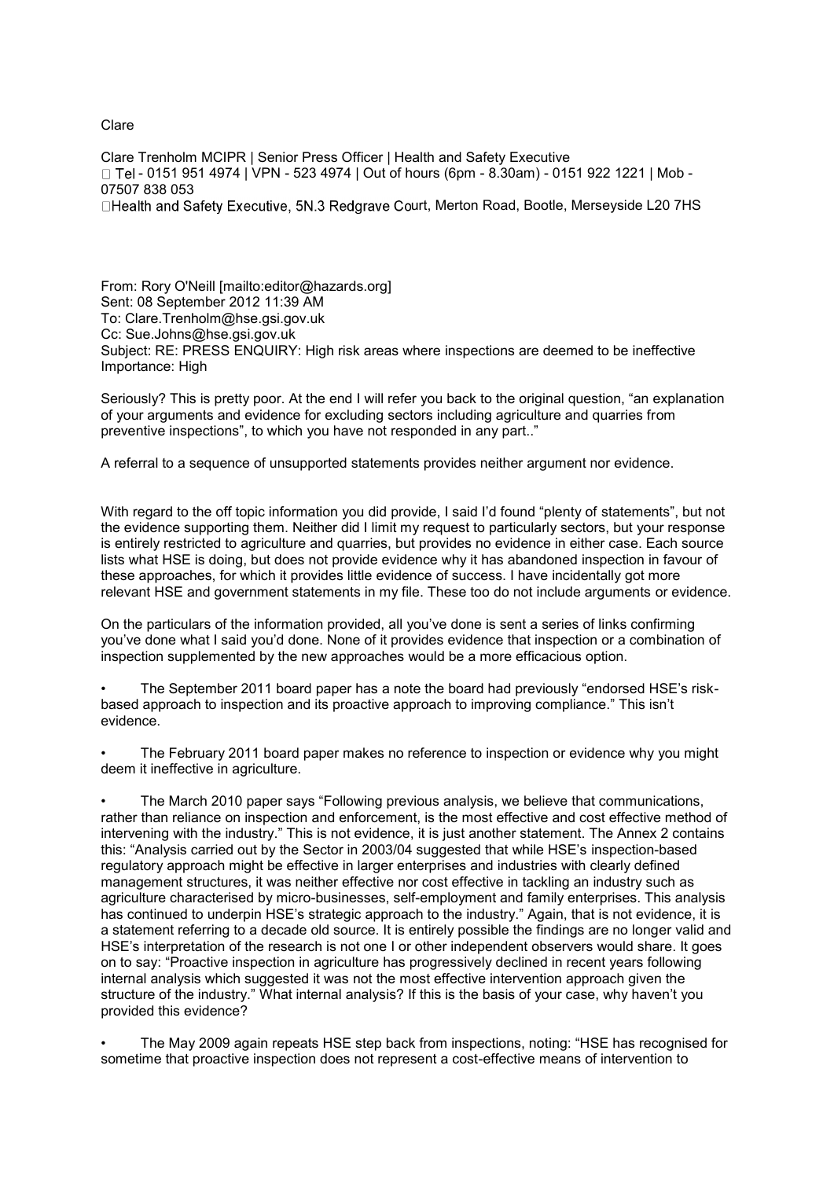Clare

Clare Trenholm MCIPR | Senior Press Officer | Health and Safety Executive
 Tel - 0151 951 4974 | VPN - 523 4974 | Out of hours (6pm - 8.30am) - 0151 922 1221 | Mob - 07507 838 053
Health and Safety Executive, 5N.3 Redgrave Court, Merton Road, Bootle, Merseyside L20 7HS

From: Rory O'Neill [mailto:editor@hazards.org]
Sent: 08 September 2012 11:39 AM
To: Clare.Trenholm@hse.gsi.gov.uk
Cc: Sue.Johns@hse.gsi.gov.uk
Subject: RE: PRESS ENQUIRY: High risk areas where inspections are deemed to be ineffective
Importance: High

Seriously? This is pretty poor. At the end I will refer you back to the original question, "an explanation of your arguments and evidence for excluding sectors including agriculture and quarries from preventive inspections", to which you have not responded in any part.."

A referral to a sequence of unsupported statements provides neither argument nor evidence.

With regard to the off topic information you did provide, I said I'd found "plenty of statements", but not the evidence supporting them. Neither did I limit my request to particularly sectors, but your response is entirely restricted to agriculture and quarries, but provides no evidence in either case. Each source lists what HSE is doing, but does not provide evidence why it has abandoned inspection in favour of these approaches, for which it provides little evidence of success. I have incidentally got more relevant HSE and government statements in my file. These too do not include arguments or evidence.

On the particulars of the information provided, all you've done is sent a series of links confirming you've done what I said you'd done. None of it provides evidence that inspection or a combination of inspection supplemented by the new approaches would be a more efficacious option.

- The September 2011 board paper has a note the board had previously "endorsed HSE's risk-based approach to inspection and its proactive approach to improving compliance." This isn't evidence.

- The February 2011 board paper makes no reference to inspection or evidence why you might deem it ineffective in agriculture.

- The March 2010 paper says "Following previous analysis, we believe that communications, rather than reliance on inspection and enforcement, is the most effective and cost effective method of intervening with the industry." This is not evidence, it is just another statement. The Annex 2 contains this: "Analysis carried out by the Sector in 2003/04 suggested that while HSE's inspection-based regulatory approach might be effective in larger enterprises and industries with clearly defined management structures, it was neither effective nor cost effective in tackling an industry such as agriculture characterised by micro-businesses, self-employment and family enterprises. This analysis has continued to underpin HSE's strategic approach to the industry." Again, that is not evidence, it is a statement referring to a decade old source. It is entirely possible the findings are no longer valid and HSE's interpretation of the research is not one I or other independent observers would share. It goes on to say: "Proactive inspection in agriculture has progressively declined in recent years following internal analysis which suggested it was not the most effective intervention approach given the structure of the industry." What internal analysis? If this is the basis of your case, why haven't you provided this evidence?

- The May 2009 again repeats HSE step back from inspections, noting: "HSE has recognised for sometime that proactive inspection does not represent a cost-effective means of intervention to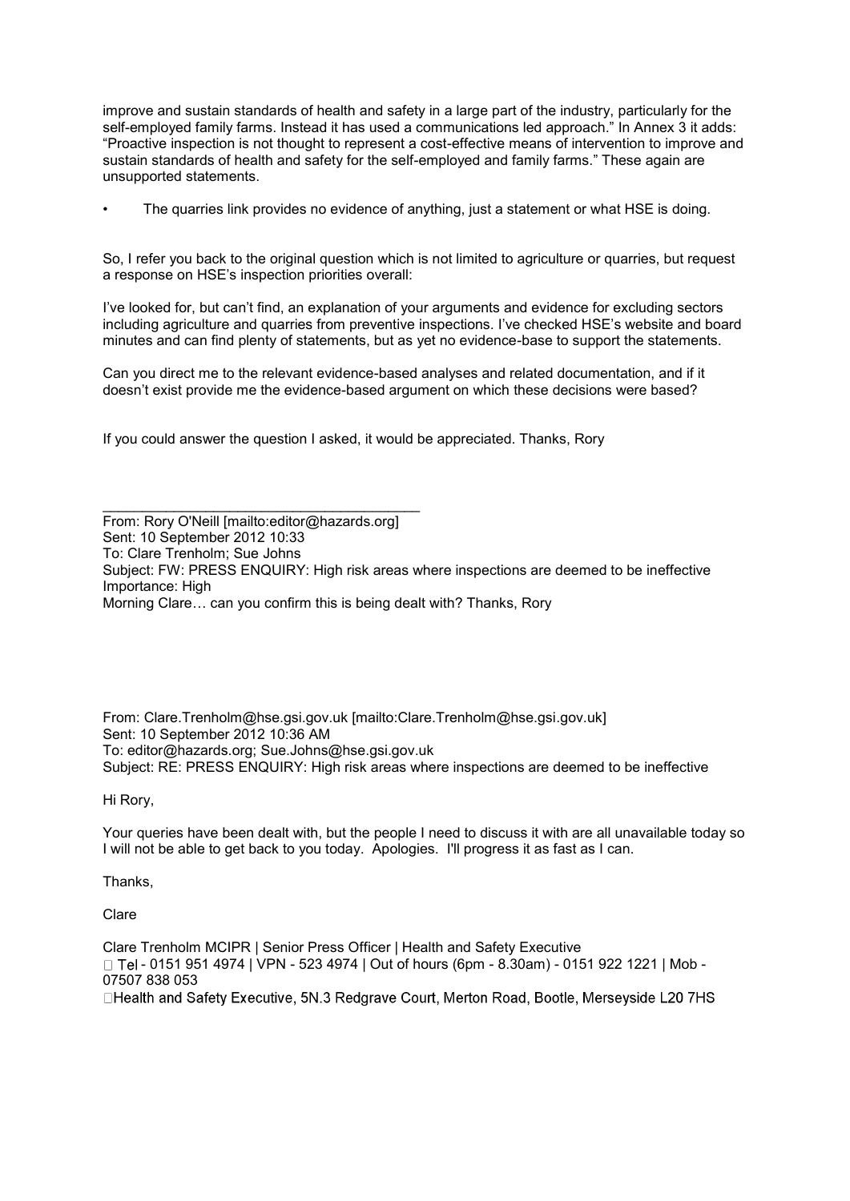improve and sustain standards of health and safety in a large part of the industry, particularly for the self-employed family farms. Instead it has used a communications led approach." In Annex 3 it adds: "Proactive inspection is not thought to represent a cost-effective means of intervention to improve and sustain standards of health and safety for the self-employed and family farms." These again are unsupported statements.

- The quarries link provides no evidence of anything, just a statement or what HSE is doing.

So, I refer you back to the original question which is not limited to agriculture or quarries, but request a response on HSE's inspection priorities overall:

I've looked for, but can't find, an explanation of your arguments and evidence for excluding sectors including agriculture and quarries from preventive inspections. I've checked HSE's website and board minutes and can find plenty of statements, but as yet no evidence-base to support the statements.

Can you direct me to the relevant evidence-based analyses and related documentation, and if it doesn't exist provide me the evidence-based argument on which these decisions were based?

If you could answer the question I asked, it would be appreciated. Thanks, Rory

---

From: Rory O'Neill [mailto:editor@hazards.org]
Sent: 10 September 2012 10:33
To: Clare Trenholm; Sue Johns
Subject: FW: PRESS ENQUIRY: High risk areas where inspections are deemed to be ineffective
Importance: High
Morning Clare… can you confirm this is being dealt with? Thanks, Rory

From: Clare.Trenholm@hse.gsi.gov.uk [mailto:Clare.Trenholm@hse.gsi.gov.uk]
Sent: 10 September 2012 10:36 AM
To: editor@hazards.org; Sue.Johns@hse.gsi.gov.uk
Subject: RE: PRESS ENQUIRY: High risk areas where inspections are deemed to be ineffective

Hi Rory,

Your queries have been dealt with, but the people I need to discuss it with are all unavailable today so I will not be able to get back to you today. Apologies. I'll progress it as fast as I can.

Thanks,

Clare

Clare Trenholm MCIPR | Senior Press Officer | Health and Safety Executive
Tel - 0151 951 4974 | VPN - 523 4974 | Out of hours (6pm - 8.30am) - 0151 922 1221 | Mob - 07507 838 053
Health and Safety Executive, 5N.3 Redgrave Court, Merton Road, Bootle, Merseyside L20 7HS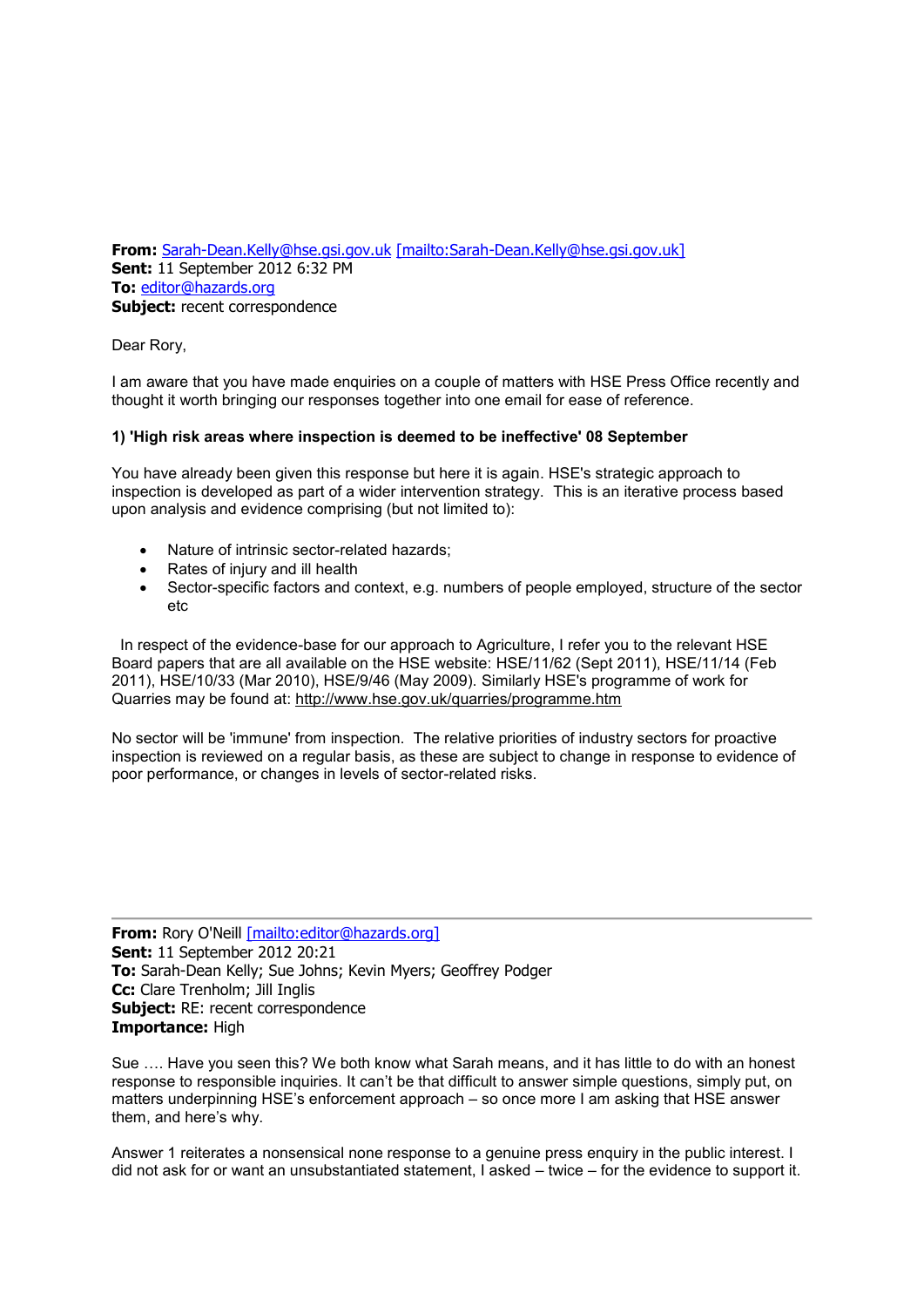**From:** Sarah-Dean.Kelly@hse.gsi.gov.uk [mailto:Sarah-Dean.Kelly@hse.gsi.gov.uk]
**Sent:** 11 September 2012 6:32 PM
**To:** editor@hazards.org
**Subject:** recent correspondence

Dear Rory,

I am aware that you have made enquiries on a couple of matters with HSE Press Office recently and thought it worth bringing our responses together into one email for ease of reference.

**1) 'High risk areas where inspection is deemed to be ineffective' 08 September**

You have already been given this response but here it is again. HSE's strategic approach to inspection is developed as part of a wider intervention strategy. This is an iterative process based upon analysis and evidence comprising (but not limited to):

- Nature of intrinsic sector-related hazards;
- Rates of injury and ill health
- Sector-specific factors and context, e.g. numbers of people employed, structure of the sector etc

In respect of the evidence-base for our approach to Agriculture, I refer you to the relevant HSE Board papers that are all available on the HSE website: HSE/11/62 (Sept 2011), HSE/11/14 (Feb 2011), HSE/10/33 (Mar 2010), HSE/9/46 (May 2009). Similarly HSE's programme of work for Quarries may be found at: http://www.hse.gov.uk/quarries/programme.htm

No sector will be 'immune' from inspection. The relative priorities of industry sectors for proactive inspection is reviewed on a regular basis, as these are subject to change in response to evidence of poor performance, or changes in levels of sector-related risks.

---

**From:** Rory O'Neill [mailto:editor@hazards.org]
**Sent:** 11 September 2012 20:21
**To:** Sarah-Dean Kelly; Sue Johns; Kevin Myers; Geoffrey Podger
**Cc:** Clare Trenholm; Jill Inglis
**Subject:** RE: recent correspondence
**Importance:** High

Sue …. Have you seen this? We both know what Sarah means, and it has little to do with an honest response to responsible inquiries. It can't be that difficult to answer simple questions, simply put, on matters underpinning HSE's enforcement approach – so once more I am asking that HSE answer them, and here's why.

Answer 1 reiterates a nonsensical none response to a genuine press enquiry in the public interest. I did not ask for or want an unsubstantiated statement, I asked – twice – for the evidence to support it.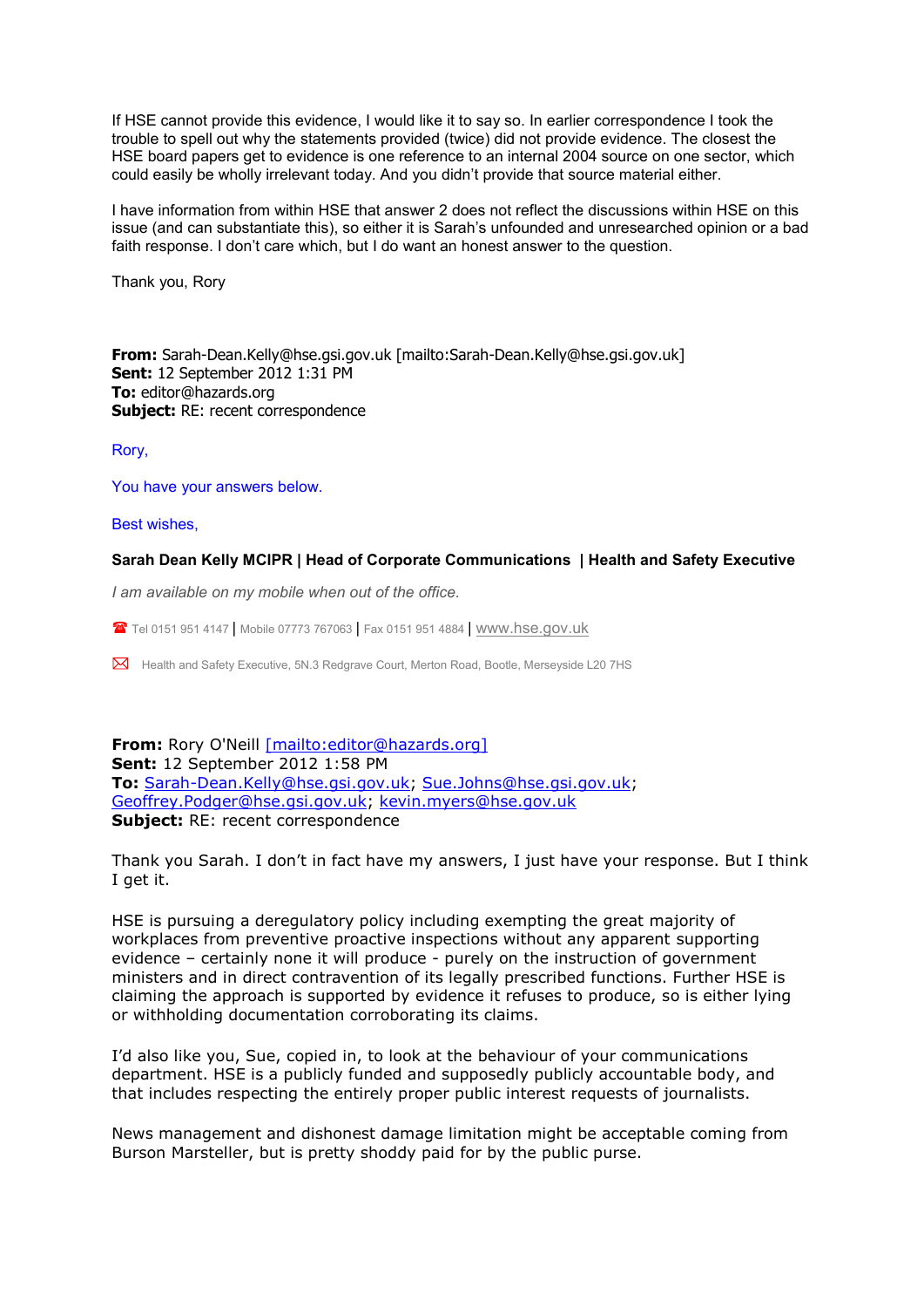If HSE cannot provide this evidence, I would like it to say so. In earlier correspondence I took the trouble to spell out why the statements provided (twice) did not provide evidence. The closest the HSE board papers get to evidence is one reference to an internal 2004 source on one sector, which could easily be wholly irrelevant today. And you didn't provide that source material either.

I have information from within HSE that answer 2 does not reflect the discussions within HSE on this issue (and can substantiate this), so either it is Sarah's unfounded and unresearched opinion or a bad faith response. I don't care which, but I do want an honest answer to the question.

Thank you, Rory

**From:** Sarah-Dean.Kelly@hse.gsi.gov.uk [mailto:Sarah-Dean.Kelly@hse.gsi.gov.uk]
**Sent:** 12 September 2012 1:31 PM
**To:** editor@hazards.org
**Subject:** RE: recent correspondence

Rory,

You have your answers below.

Best wishes,

**Sarah Dean Kelly MCIPR | Head of Corporate Communications | Health and Safety Executive**

*I am available on my mobile when out of the office.*

Tel 0151 951 4147 | Mobile 07773 767063 | Fax 0151 951 4884 | www.hse.gov.uk

Health and Safety Executive, 5N.3 Redgrave Court, Merton Road, Bootle, Merseyside L20 7HS

**From:** Rory O'Neill [mailto:editor@hazards.org]
**Sent:** 12 September 2012 1:58 PM
**To:** Sarah-Dean.Kelly@hse.gsi.gov.uk; Sue.Johns@hse.gsi.gov.uk; Geoffrey.Podger@hse.gsi.gov.uk; kevin.myers@hse.gov.uk
**Subject:** RE: recent correspondence

Thank you Sarah. I don't in fact have my answers, I just have your response. But I think I get it.

HSE is pursuing a deregulatory policy including exempting the great majority of workplaces from preventive proactive inspections without any apparent supporting evidence – certainly none it will produce - purely on the instruction of government ministers and in direct contravention of its legally prescribed functions. Further HSE is claiming the approach is supported by evidence it refuses to produce, so is either lying or withholding documentation corroborating its claims.

I'd also like you, Sue, copied in, to look at the behaviour of your communications department. HSE is a publicly funded and supposedly publicly accountable body, and that includes respecting the entirely proper public interest requests of journalists.

News management and dishonest damage limitation might be acceptable coming from Burson Marsteller, but is pretty shoddy paid for by the public purse.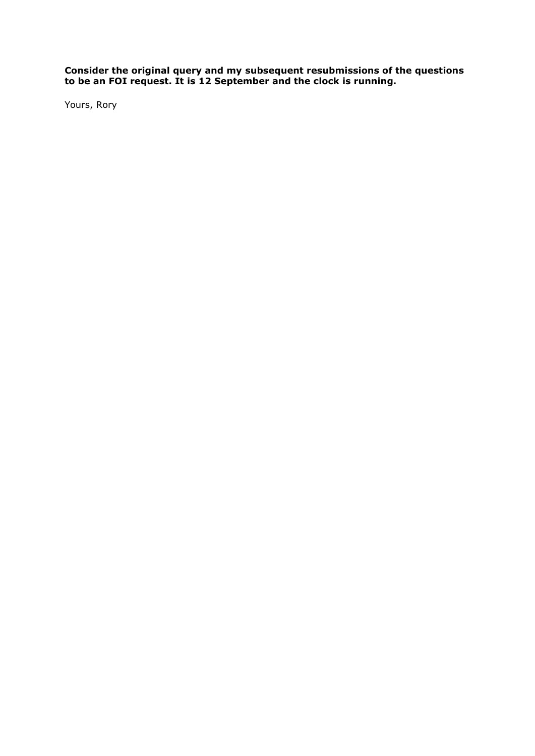**Consider the original query and my subsequent resubmissions of the questions to be an FOI request. It is 12 September and the clock is running.**

Yours, Rory